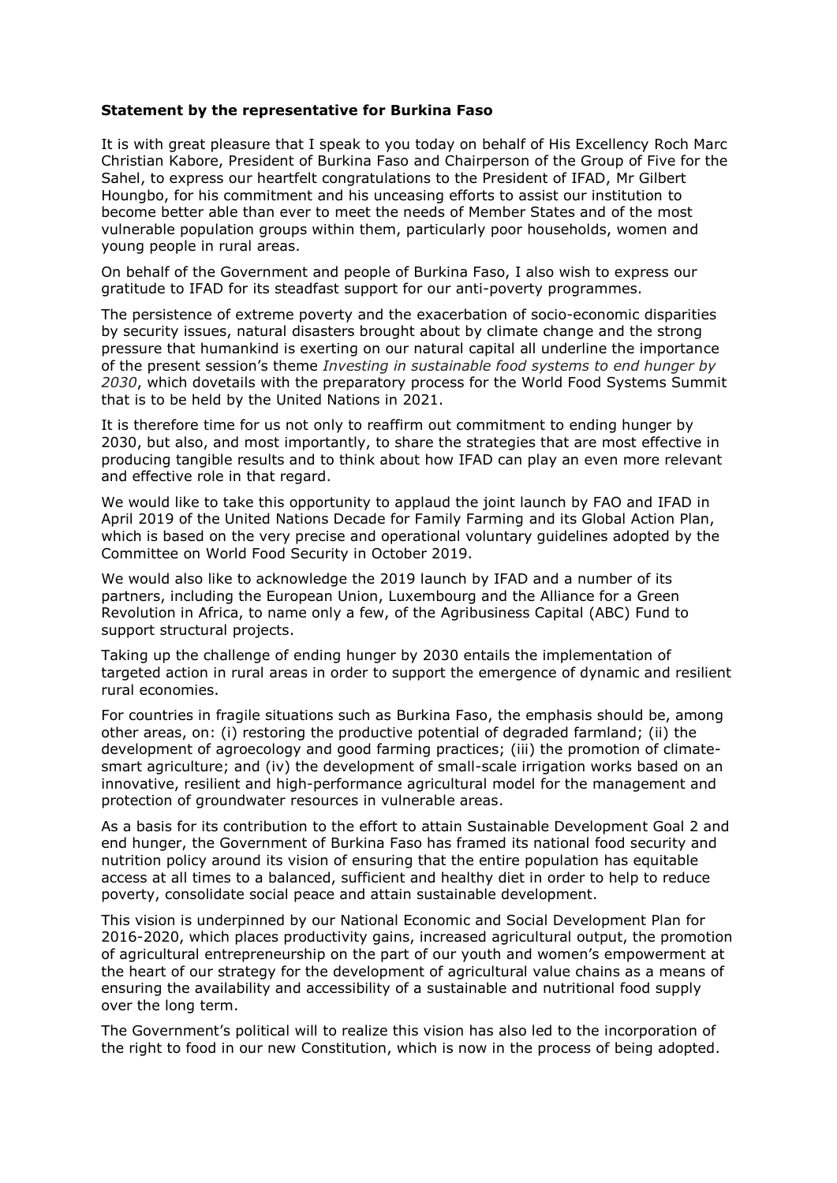**Statement by the representative for Burkina Faso**

It is with great pleasure that I speak to you today on behalf of His Excellency Roch Marc Christian Kabore, President of Burkina Faso and Chairperson of the Group of Five for the Sahel, to express our heartfelt congratulations to the President of IFAD, Mr Gilbert Houngbo, for his commitment and his unceasing efforts to assist our institution to become better able than ever to meet the needs of Member States and of the most vulnerable population groups within them, particularly poor households, women and young people in rural areas.

On behalf of the Government and people of Burkina Faso, I also wish to express our gratitude to IFAD for its steadfast support for our anti-poverty programmes.

The persistence of extreme poverty and the exacerbation of socio-economic disparities by security issues, natural disasters brought about by climate change and the strong pressure that humankind is exerting on our natural capital all underline the importance of the present session's theme *Investing in sustainable food systems to end hunger by 2030*, which dovetails with the preparatory process for the World Food Systems Summit that is to be held by the United Nations in 2021.

It is therefore time for us not only to reaffirm out commitment to ending hunger by 2030, but also, and most importantly, to share the strategies that are most effective in producing tangible results and to think about how IFAD can play an even more relevant and effective role in that regard.

We would like to take this opportunity to applaud the joint launch by FAO and IFAD in April 2019 of the United Nations Decade for Family Farming and its Global Action Plan, which is based on the very precise and operational voluntary guidelines adopted by the Committee on World Food Security in October 2019.

We would also like to acknowledge the 2019 launch by IFAD and a number of its partners, including the European Union, Luxembourg and the Alliance for a Green Revolution in Africa, to name only a few, of the Agribusiness Capital (ABC) Fund to support structural projects.

Taking up the challenge of ending hunger by 2030 entails the implementation of targeted action in rural areas in order to support the emergence of dynamic and resilient rural economies.

For countries in fragile situations such as Burkina Faso, the emphasis should be, among other areas, on: (i) restoring the productive potential of degraded farmland; (ii) the development of agroecology and good farming practices; (iii) the promotion of climate-smart agriculture; and (iv) the development of small-scale irrigation works based on an innovative, resilient and high-performance agricultural model for the management and protection of groundwater resources in vulnerable areas.

As a basis for its contribution to the effort to attain Sustainable Development Goal 2 and end hunger, the Government of Burkina Faso has framed its national food security and nutrition policy around its vision of ensuring that the entire population has equitable access at all times to a balanced, sufficient and healthy diet in order to help to reduce poverty, consolidate social peace and attain sustainable development.

This vision is underpinned by our National Economic and Social Development Plan for 2016-2020, which places productivity gains, increased agricultural output, the promotion of agricultural entrepreneurship on the part of our youth and women's empowerment at the heart of our strategy for the development of agricultural value chains as a means of ensuring the availability and accessibility of a sustainable and nutritional food supply over the long term.

The Government's political will to realize this vision has also led to the incorporation of the right to food in our new Constitution, which is now in the process of being adopted.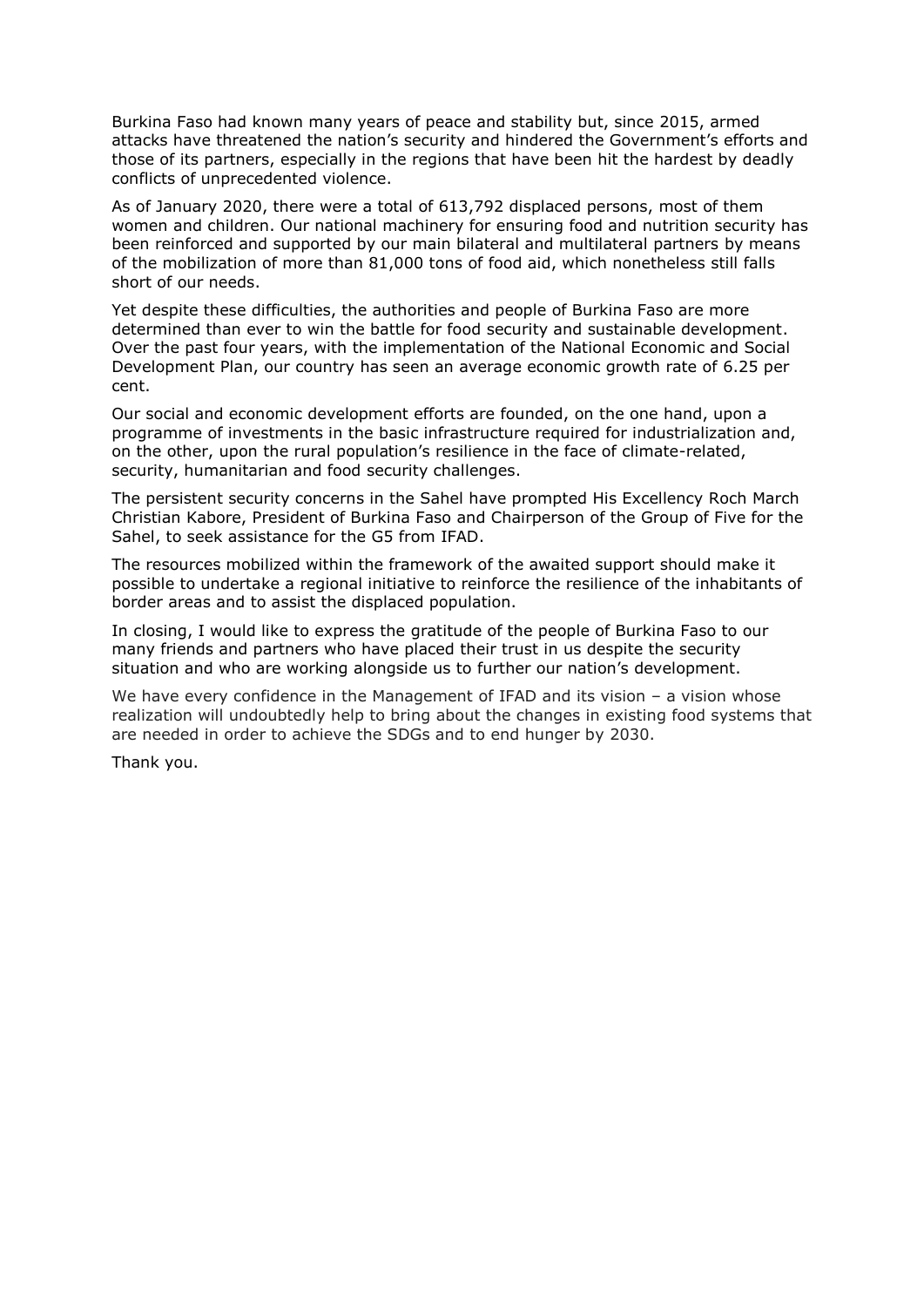Burkina Faso had known many years of peace and stability but, since 2015, armed attacks have threatened the nation's security and hindered the Government's efforts and those of its partners, especially in the regions that have been hit the hardest by deadly conflicts of unprecedented violence.

As of January 2020, there were a total of 613,792 displaced persons, most of them women and children. Our national machinery for ensuring food and nutrition security has been reinforced and supported by our main bilateral and multilateral partners by means of the mobilization of more than 81,000 tons of food aid, which nonetheless still falls short of our needs.

Yet despite these difficulties, the authorities and people of Burkina Faso are more determined than ever to win the battle for food security and sustainable development. Over the past four years, with the implementation of the National Economic and Social Development Plan, our country has seen an average economic growth rate of 6.25 per cent.

Our social and economic development efforts are founded, on the one hand, upon a programme of investments in the basic infrastructure required for industrialization and, on the other, upon the rural population's resilience in the face of climate-related, security, humanitarian and food security challenges.

The persistent security concerns in the Sahel have prompted His Excellency Roch March Christian Kabore, President of Burkina Faso and Chairperson of the Group of Five for the Sahel, to seek assistance for the G5 from IFAD.

The resources mobilized within the framework of the awaited support should make it possible to undertake a regional initiative to reinforce the resilience of the inhabitants of border areas and to assist the displaced population.

In closing, I would like to express the gratitude of the people of Burkina Faso to our many friends and partners who have placed their trust in us despite the security situation and who are working alongside us to further our nation's development.

We have every confidence in the Management of IFAD and its vision – a vision whose realization will undoubtedly help to bring about the changes in existing food systems that are needed in order to achieve the SDGs and to end hunger by 2030.

Thank you.